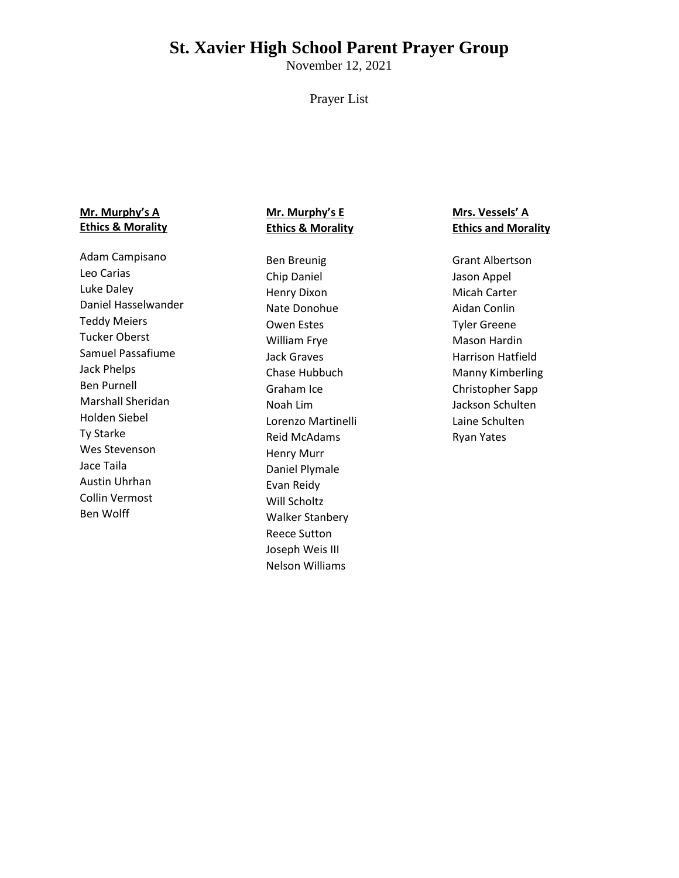# St. Xavier High School Parent Prayer Group

November 12, 2021

Prayer List

**Mr. Murphy's A Ethics & Morality**

Adam Campisano
Leo Carias
Luke Daley
Daniel Hasselwander
Teddy Meiers
Tucker Oberst
Samuel Passafiume
Jack Phelps
Ben Purnell
Marshall Sheridan
Holden Siebel
Ty Starke
Wes Stevenson
Jace Taila
Austin Uhrhan
Collin Vermost
Ben Wolff

**Mr. Murphy's E Ethics & Morality**

Ben Breunig
Chip Daniel
Henry Dixon
Nate Donohue
Owen Estes
William Frye
Jack Graves
Chase Hubbuch
Graham Ice
Noah Lim
Lorenzo Martinelli
Reid McAdams
Henry Murr
Daniel Plymale
Evan Reidy
Will Scholtz
Walker Stanbery
Reece Sutton
Joseph Weis III
Nelson Williams

**Mrs. Vessels' A Ethics and Morality**

Grant Albertson
Jason Appel
Micah Carter
Aidan Conlin
Tyler Greene
Mason Hardin
Harrison Hatfield
Manny Kimberling
Christopher Sapp
Jackson Schulten
Laine Schulten
Ryan Yates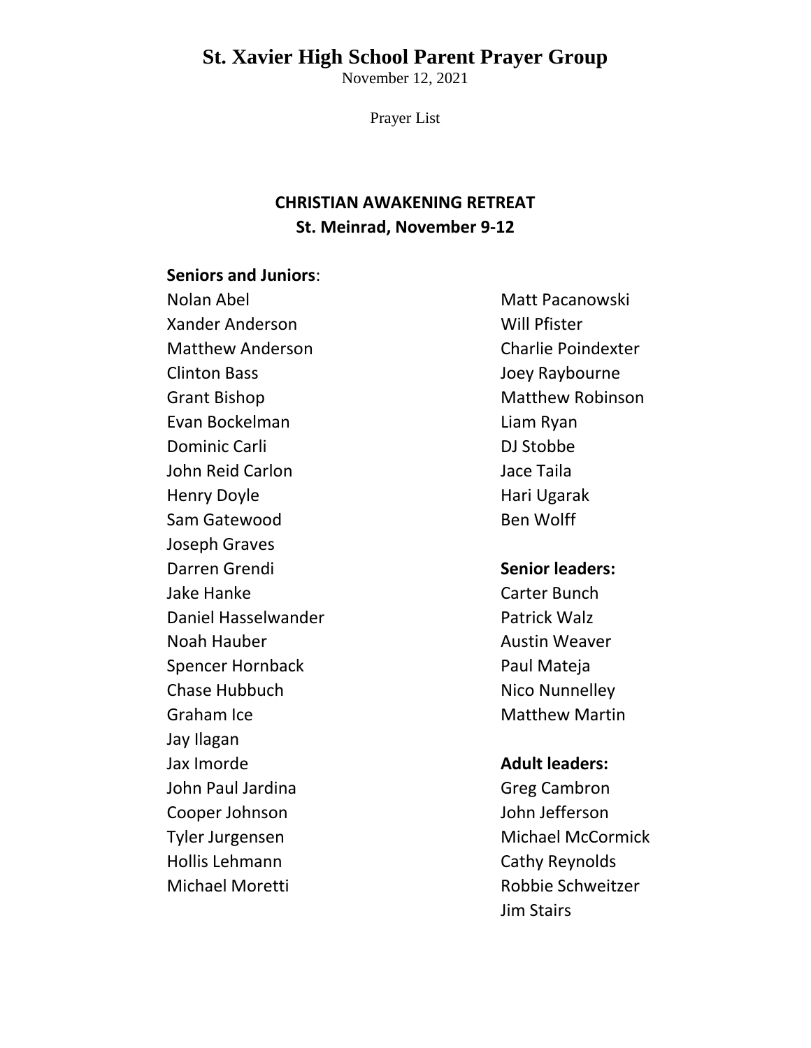# St. Xavier High School Parent Prayer Group

November 12, 2021

Prayer List

## CHRISTIAN AWAKENING RETREAT
## St. Meinrad, November 9-12

**Seniors and Juniors**:

Nolan Abel
Xander Anderson
Matthew Anderson
Clinton Bass
Grant Bishop
Evan Bockelman
Dominic Carli
John Reid Carlon
Henry Doyle
Sam Gatewood
Joseph Graves
Darren Grendi
Jake Hanke
Daniel Hasselwander
Noah Hauber
Spencer Hornback
Chase Hubbuch
Graham Ice
Jay Ilagan
Jax Imorde
John Paul Jardina
Cooper Johnson
Tyler Jurgensen
Hollis Lehmann
Michael Moretti
Matt Pacanowski
Will Pfister
Charlie Poindexter
Joey Raybourne
Matthew Robinson
Liam Ryan
DJ Stobbe
Jace Taila
Hari Ugarak
Ben Wolff

**Senior leaders:**

Carter Bunch
Patrick Walz
Austin Weaver
Paul Mateja
Nico Nunnelley
Matthew Martin

**Adult leaders:**

Greg Cambron
John Jefferson
Michael McCormick
Cathy Reynolds
Robbie Schweitzer
Jim Stairs